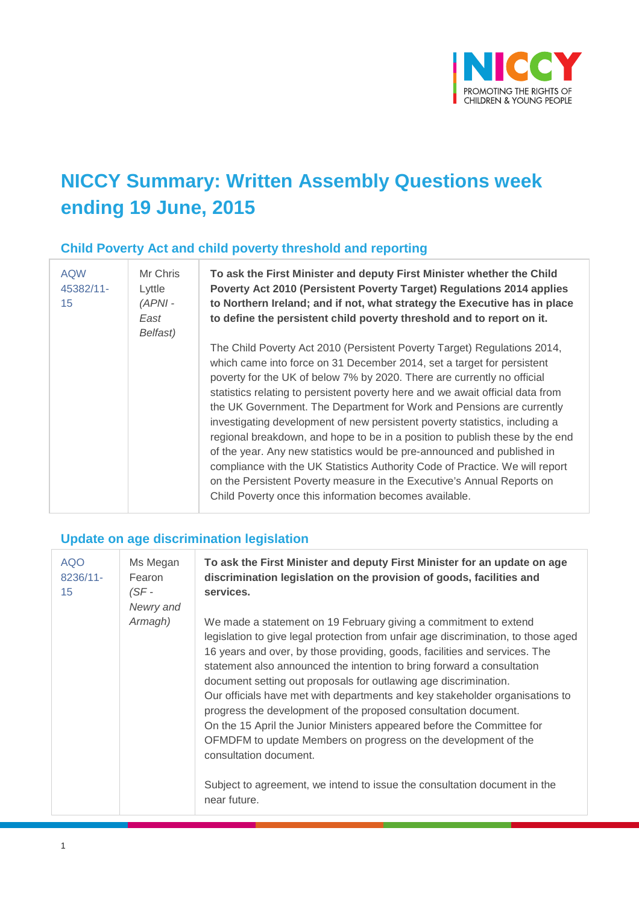# NICCY Summary: Written Assembly Questions week ending 19 June, 2015

## Child Poverty Act and child poverty threshold and reporting

| | | |
|---|---|---|
| AQW 45382/11-15 | Mr Chris Lyttle *(APNI - East Belfast)* | **To ask the First Minister and deputy First Minister whether the Child Poverty Act 2010 (Persistent Poverty Target) Regulations 2014 applies to Northern Ireland; and if not, what strategy the Executive has in place to define the persistent child poverty threshold and to report on it.**<br><br>The Child Poverty Act 2010 (Persistent Poverty Target) Regulations 2014, which came into force on 31 December 2014, set a target for persistent poverty for the UK of below 7% by 2020. There are currently no official statistics relating to persistent poverty here and we await official data from the UK Government. The Department for Work and Pensions are currently investigating development of new persistent poverty statistics, including a regional breakdown, and hope to be in a position to publish these by the end of the year. Any new statistics would be pre-announced and published in compliance with the UK Statistics Authority Code of Practice. We will report on the Persistent Poverty measure in the Executive's Annual Reports on Child Poverty once this information becomes available. |

## Update on age discrimination legislation

| | | |
|---|---|---|
| AQO 8236/11-15 | Ms Megan Fearon *(SF - Newry and Armagh)* | **To ask the First Minister and deputy First Minister for an update on age discrimination legislation on the provision of goods, facilities and services.**<br><br>We made a statement on 19 February giving a commitment to extend legislation to give legal protection from unfair age discrimination, to those aged 16 years and over, by those providing, goods, facilities and services. The statement also announced the intention to bring forward a consultation document setting out proposals for outlawing age discrimination.<br>Our officials have met with departments and key stakeholder organisations to progress the development of the proposed consultation document.<br>On the 15 April the Junior Ministers appeared before the Committee for OFMDFM to update Members on progress on the development of the consultation document.<br><br>Subject to agreement, we intend to issue the consultation document in the near future. |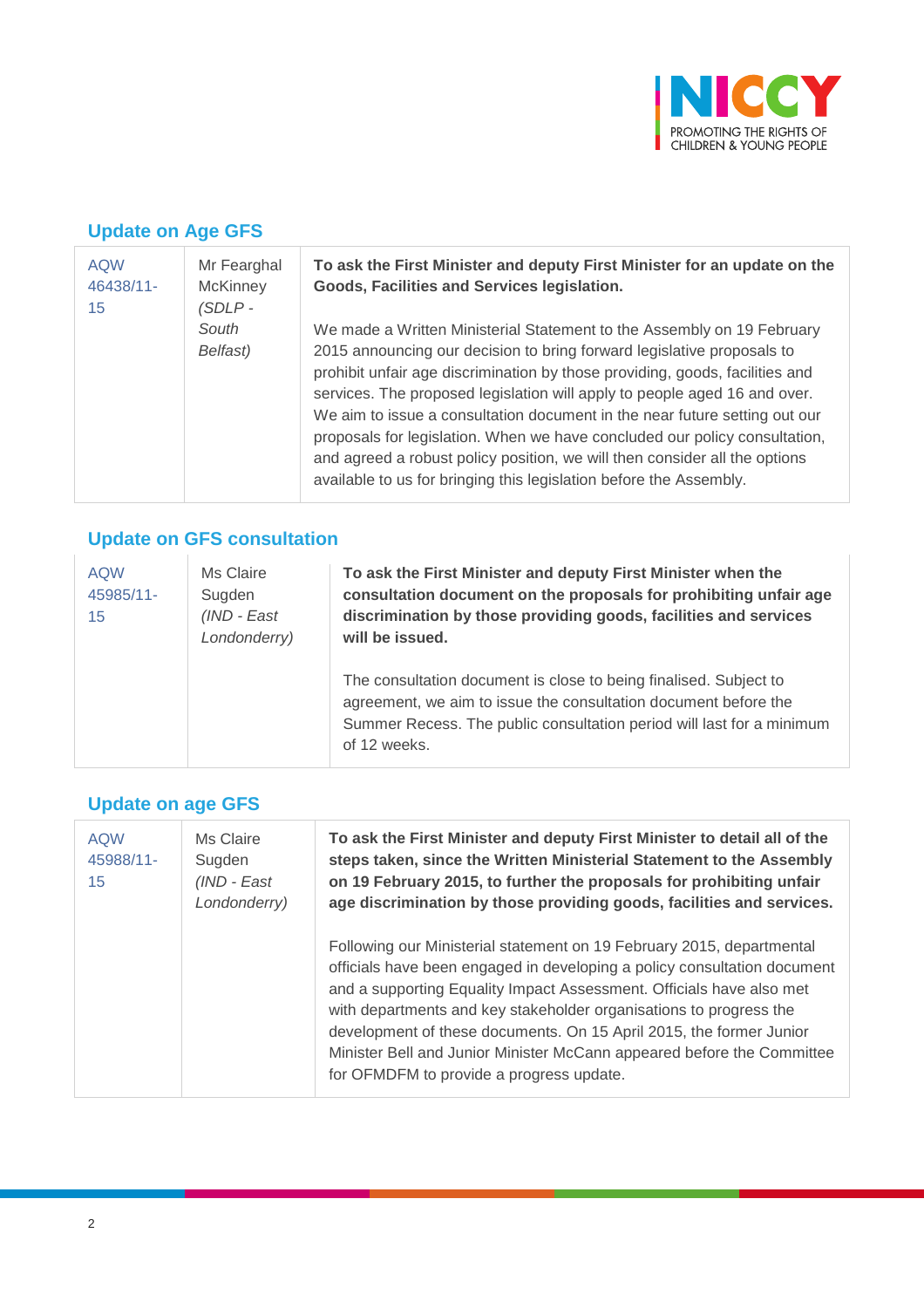## Update on Age GFS

| AQW 46438/11-15 | Mr Fearghal McKinney *(SDLP - South Belfast)* | **To ask the First Minister and deputy First Minister for an update on the Goods, Facilities and Services legislation.**<br><br>We made a Written Ministerial Statement to the Assembly on 19 February 2015 announcing our decision to bring forward legislative proposals to prohibit unfair age discrimination by those providing, goods, facilities and services. The proposed legislation will apply to people aged 16 and over. We aim to issue a consultation document in the near future setting out our proposals for legislation. When we have concluded our policy consultation, and agreed a robust policy position, we will then consider all the options available to us for bringing this legislation before the Assembly. |
|---|---|---|

## Update on GFS consultation

| AQW 45985/11-15 | Ms Claire Sugden *(IND - East Londonderry)* | **To ask the First Minister and deputy First Minister when the consultation document on the proposals for prohibiting unfair age discrimination by those providing goods, facilities and services will be issued.**<br><br>The consultation document is close to being finalised. Subject to agreement, we aim to issue the consultation document before the Summer Recess. The public consultation period will last for a minimum of 12 weeks. |
|---|---|---|

## Update on age GFS

| AQW 45988/11-15 | Ms Claire Sugden *(IND - East Londonderry)* | **To ask the First Minister and deputy First Minister to detail all of the steps taken, since the Written Ministerial Statement to the Assembly on 19 February 2015, to further the proposals for prohibiting unfair age discrimination by those providing goods, facilities and services.**<br><br>Following our Ministerial statement on 19 February 2015, departmental officials have been engaged in developing a policy consultation document and a supporting Equality Impact Assessment. Officials have also met with departments and key stakeholder organisations to progress the development of these documents. On 15 April 2015, the former Junior Minister Bell and Junior Minister McCann appeared before the Committee for OFMDFM to provide a progress update. |
|---|---|---|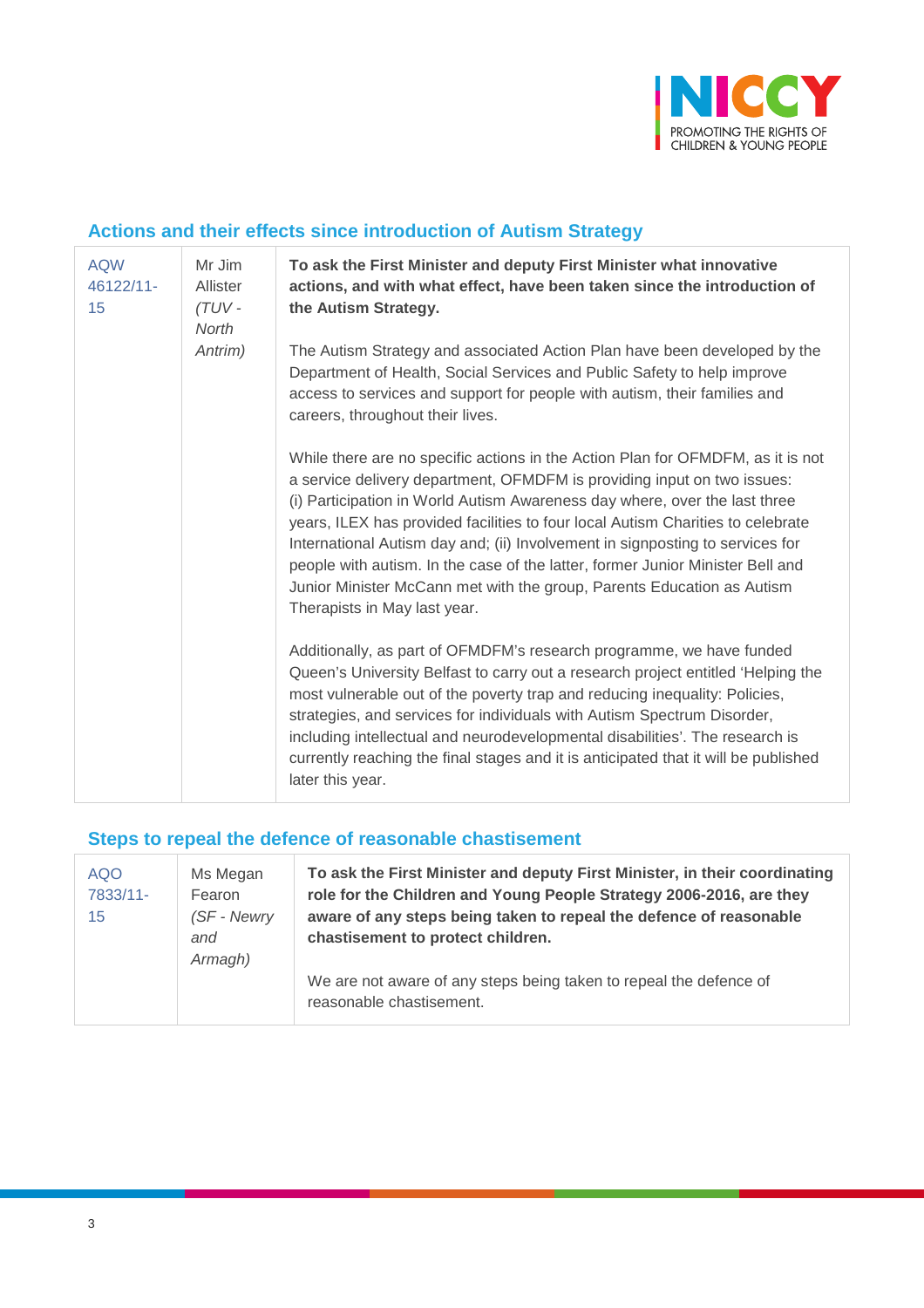## Actions and their effects since introduction of Autism Strategy

| | | |
|---|---|---|
| AQW 46122/11-15 | Mr Jim Allister *(TUV - North Antrim)* | **To ask the First Minister and deputy First Minister what innovative actions, and with what effect, have been taken since the introduction of the Autism Strategy.**<br><br>The Autism Strategy and associated Action Plan have been developed by the Department of Health, Social Services and Public Safety to help improve access to services and support for people with autism, their families and careers, throughout their lives.<br><br>While there are no specific actions in the Action Plan for OFMDFM, as it is not a service delivery department, OFMDFM is providing input on two issues: (i) Participation in World Autism Awareness day where, over the last three years, ILEX has provided facilities to four local Autism Charities to celebrate International Autism day and; (ii) Involvement in signposting to services for people with autism. In the case of the latter, former Junior Minister Bell and Junior Minister McCann met with the group, Parents Education as Autism Therapists in May last year.<br><br>Additionally, as part of OFMDFM's research programme, we have funded Queen's University Belfast to carry out a research project entitled 'Helping the most vulnerable out of the poverty trap and reducing inequality: Policies, strategies, and services for individuals with Autism Spectrum Disorder, including intellectual and neurodevelopmental disabilities'. The research is currently reaching the final stages and it is anticipated that it will be published later this year. |

## Steps to repeal the defence of reasonable chastisement

| | | |
|---|---|---|
| AQO 7833/11-15 | Ms Megan Fearon *(SF - Newry and Armagh)* | **To ask the First Minister and deputy First Minister, in their coordinating role for the Children and Young People Strategy 2006-2016, are they aware of any steps being taken to repeal the defence of reasonable chastisement to protect children.**<br><br>We are not aware of any steps being taken to repeal the defence of reasonable chastisement. |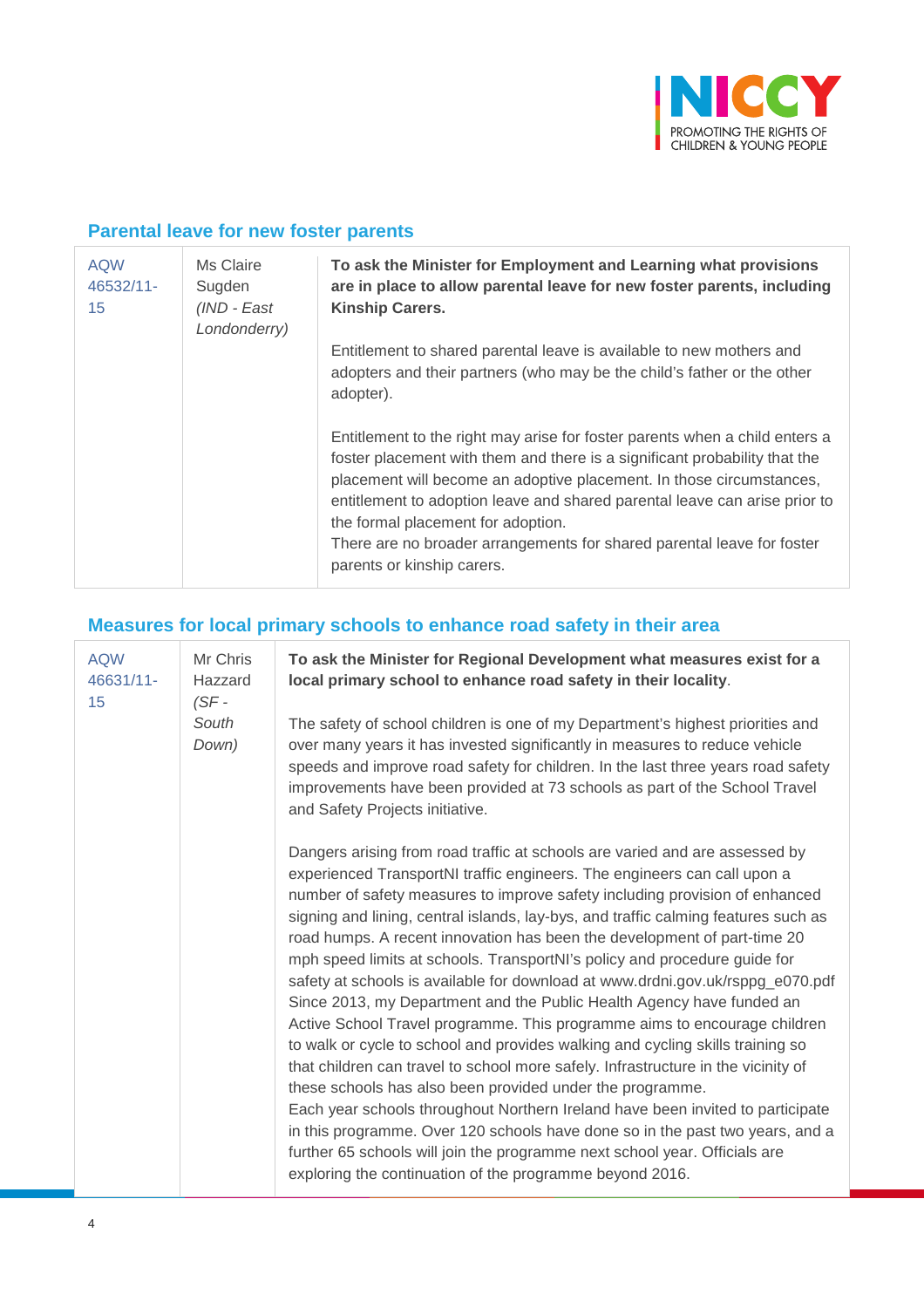## Parental leave for new foster parents

| | | |
|---|---|---|
| AQW 46532/11-15 | Ms Claire Sugden *(IND - East Londonderry)* | **To ask the Minister for Employment and Learning what provisions are in place to allow parental leave for new foster parents, including Kinship Carers.**<br><br>Entitlement to shared parental leave is available to new mothers and adopters and their partners (who may be the child's father or the other adopter).<br><br>Entitlement to the right may arise for foster parents when a child enters a foster placement with them and there is a significant probability that the placement will become an adoptive placement. In those circumstances, entitlement to adoption leave and shared parental leave can arise prior to the formal placement for adoption.<br>There are no broader arrangements for shared parental leave for foster parents or kinship carers. |

## Measures for local primary schools to enhance road safety in their area

| | | |
|---|---|---|
| AQW 46631/11-15 | Mr Chris Hazzard *(SF - South Down)* | **To ask the Minister for Regional Development what measures exist for a local primary school to enhance road safety in their locality**.<br><br>The safety of school children is one of my Department's highest priorities and over many years it has invested significantly in measures to reduce vehicle speeds and improve road safety for children. In the last three years road safety improvements have been provided at 73 schools as part of the School Travel and Safety Projects initiative.<br><br>Dangers arising from road traffic at schools are varied and are assessed by experienced TransportNI traffic engineers. The engineers can call upon a number of safety measures to improve safety including provision of enhanced signing and lining, central islands, lay-bys, and traffic calming features such as road humps. A recent innovation has been the development of part-time 20 mph speed limits at schools. TransportNI's policy and procedure guide for safety at schools is available for download at www.drdni.gov.uk/rsppg_e070.pdf<br>Since 2013, my Department and the Public Health Agency have funded an Active School Travel programme. This programme aims to encourage children to walk or cycle to school and provides walking and cycling skills training so that children can travel to school more safely. Infrastructure in the vicinity of these schools has also been provided under the programme.<br>Each year schools throughout Northern Ireland have been invited to participate in this programme. Over 120 schools have done so in the past two years, and a further 65 schools will join the programme next school year. Officials are exploring the continuation of the programme beyond 2016. |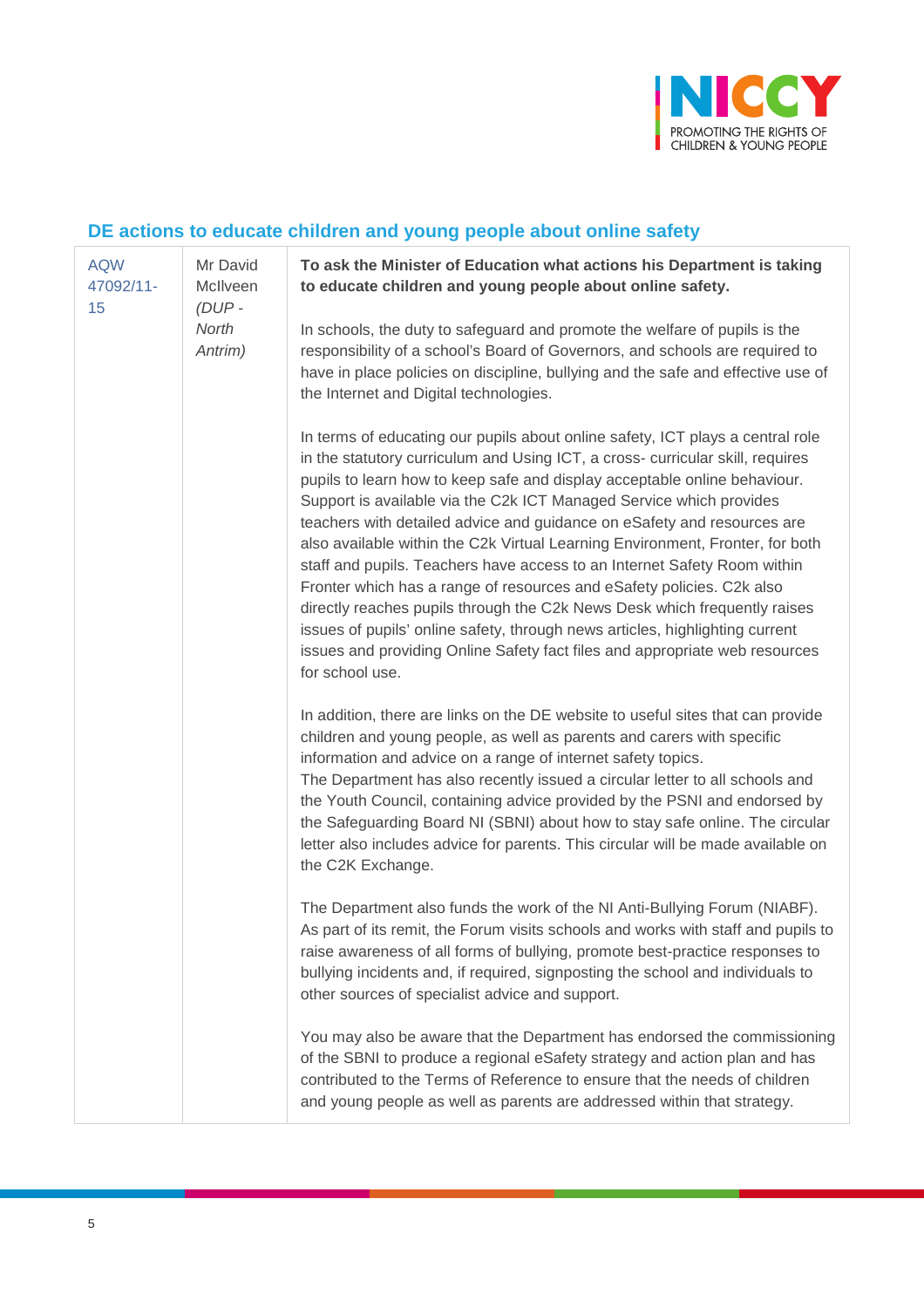## DE actions to educate children and young people about online safety

| | | |
|---|---|---|
| AQW 47092/11-15 | Mr David McIlveen *(DUP - North Antrim)* | **To ask the Minister of Education what actions his Department is taking to educate children and young people about online safety.**<br><br>In schools, the duty to safeguard and promote the welfare of pupils is the responsibility of a school's Board of Governors, and schools are required to have in place policies on discipline, bullying and the safe and effective use of the Internet and Digital technologies.<br><br>In terms of educating our pupils about online safety, ICT plays a central role in the statutory curriculum and Using ICT, a cross- curricular skill, requires pupils to learn how to keep safe and display acceptable online behaviour. Support is available via the C2k ICT Managed Service which provides teachers with detailed advice and guidance on eSafety and resources are also available within the C2k Virtual Learning Environment, Fronter, for both staff and pupils. Teachers have access to an Internet Safety Room within Fronter which has a range of resources and eSafety policies. C2k also directly reaches pupils through the C2k News Desk which frequently raises issues of pupils' online safety, through news articles, highlighting current issues and providing Online Safety fact files and appropriate web resources for school use.<br><br>In addition, there are links on the DE website to useful sites that can provide children and young people, as well as parents and carers with specific information and advice on a range of internet safety topics.<br>The Department has also recently issued a circular letter to all schools and the Youth Council, containing advice provided by the PSNI and endorsed by the Safeguarding Board NI (SBNI) about how to stay safe online. The circular letter also includes advice for parents. This circular will be made available on the C2K Exchange.<br><br>The Department also funds the work of the NI Anti-Bullying Forum (NIABF). As part of its remit, the Forum visits schools and works with staff and pupils to raise awareness of all forms of bullying, promote best-practice responses to bullying incidents and, if required, signposting the school and individuals to other sources of specialist advice and support.<br><br>You may also be aware that the Department has endorsed the commissioning of the SBNI to produce a regional eSafety strategy and action plan and has contributed to the Terms of Reference to ensure that the needs of children and young people as well as parents are addressed within that strategy. |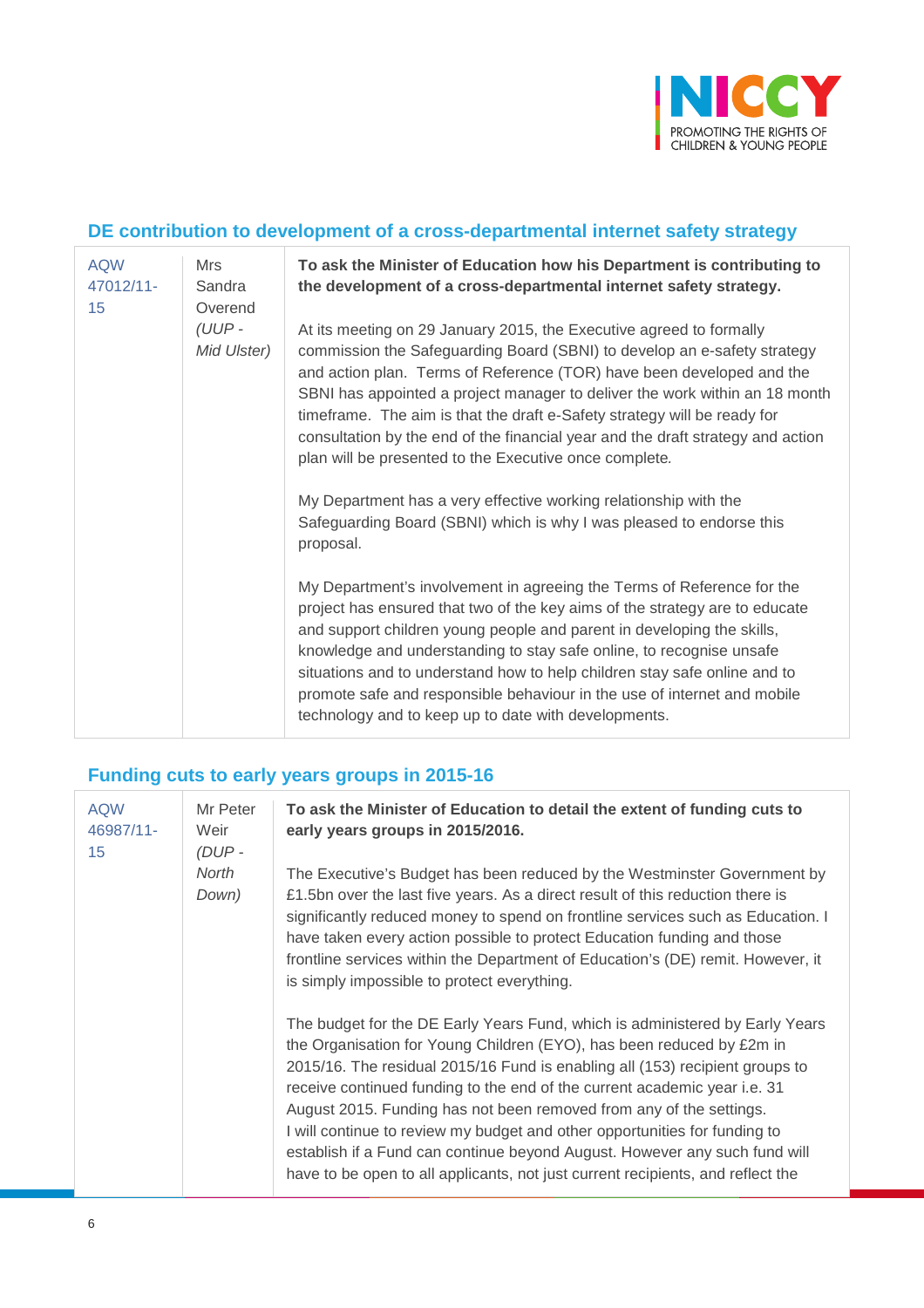## DE contribution to development of a cross-departmental internet safety strategy

| | | |
|---|---|---|
| AQW 47012/11-15 | Mrs Sandra Overend *(UUP - Mid Ulster)* | **To ask the Minister of Education how his Department is contributing to the development of a cross-departmental internet safety strategy.**<br><br>At its meeting on 29 January 2015, the Executive agreed to formally commission the Safeguarding Board (SBNI) to develop an e-safety strategy and action plan. Terms of Reference (TOR) have been developed and the SBNI has appointed a project manager to deliver the work within an 18 month timeframe. The aim is that the draft e-Safety strategy will be ready for consultation by the end of the financial year and the draft strategy and action plan will be presented to the Executive once complete.<br><br>My Department has a very effective working relationship with the Safeguarding Board (SBNI) which is why I was pleased to endorse this proposal.<br><br>My Department's involvement in agreeing the Terms of Reference for the project has ensured that two of the key aims of the strategy are to educate and support children young people and parent in developing the skills, knowledge and understanding to stay safe online, to recognise unsafe situations and to understand how to help children stay safe online and to promote safe and responsible behaviour in the use of internet and mobile technology and to keep up to date with developments. |

## Funding cuts to early years groups in 2015-16

| | | |
|---|---|---|
| AQW 46987/11-15 | Mr Peter Weir *(DUP - North Down)* | **To ask the Minister of Education to detail the extent of funding cuts to early years groups in 2015/2016.**<br><br>The Executive's Budget has been reduced by the Westminster Government by £1.5bn over the last five years. As a direct result of this reduction there is significantly reduced money to spend on frontline services such as Education. I have taken every action possible to protect Education funding and those frontline services within the Department of Education's (DE) remit. However, it is simply impossible to protect everything.<br><br>The budget for the DE Early Years Fund, which is administered by Early Years the Organisation for Young Children (EYO), has been reduced by £2m in 2015/16. The residual 2015/16 Fund is enabling all (153) recipient groups to receive continued funding to the end of the current academic year i.e. 31 August 2015. Funding has not been removed from any of the settings.<br>I will continue to review my budget and other opportunities for funding to establish if a Fund can continue beyond August. However any such fund will have to be open to all applicants, not just current recipients, and reflect the |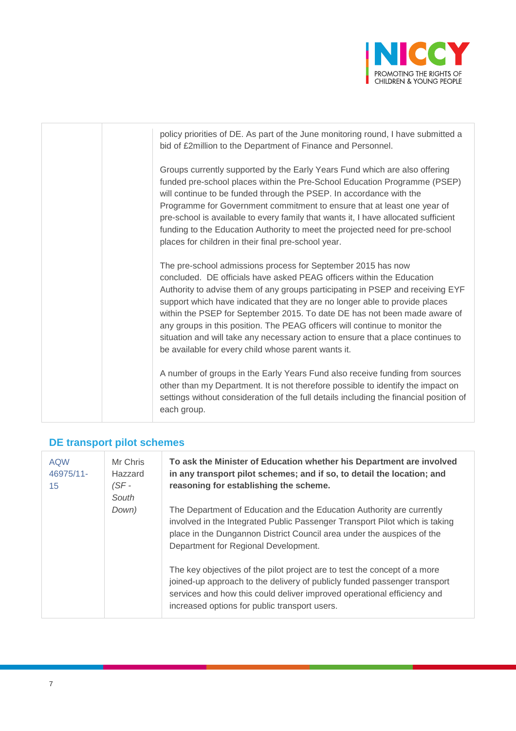| | | |
|---|---|---|
| | | policy priorities of DE. As part of the June monitoring round, I have submitted a bid of £2million to the Department of Finance and Personnel.<br><br>Groups currently supported by the Early Years Fund which are also offering funded pre-school places within the Pre-School Education Programme (PSEP) will continue to be funded through the PSEP. In accordance with the Programme for Government commitment to ensure that at least one year of pre-school is available to every family that wants it, I have allocated sufficient funding to the Education Authority to meet the projected need for pre-school places for children in their final pre-school year.<br><br>The pre-school admissions process for September 2015 has now concluded. DE officials have asked PEAG officers within the Education Authority to advise them of any groups participating in PSEP and receiving EYF support which have indicated that they are no longer able to provide places within the PSEP for September 2015. To date DE has not been made aware of any groups in this position. The PEAG officers will continue to monitor the situation and will take any necessary action to ensure that a place continues to be available for every child whose parent wants it.<br><br>A number of groups in the Early Years Fund also receive funding from sources other than my Department. It is not therefore possible to identify the impact on settings without consideration of the full details including the financial position of each group. |

## DE transport pilot schemes

| | | |
|---|---|---|
| AQW 46975/11-15 | Mr Chris Hazzard *(SF - South Down)* | **To ask the Minister of Education whether his Department are involved in any transport pilot schemes; and if so, to detail the location; and reasoning for establishing the scheme.**<br><br>The Department of Education and the Education Authority are currently involved in the Integrated Public Passenger Transport Pilot which is taking place in the Dungannon District Council area under the auspices of the Department for Regional Development.<br><br>The key objectives of the pilot project are to test the concept of a more joined-up approach to the delivery of publicly funded passenger transport services and how this could deliver improved operational efficiency and increased options for public transport users. |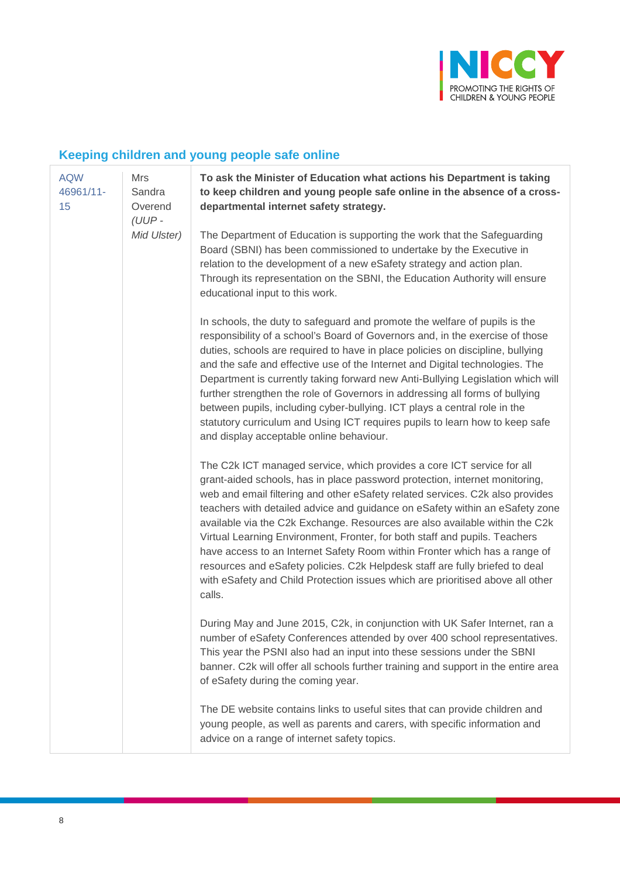## Keeping children and young people safe online

| | | |
|---|---|---|
| AQW 46961/11-15 | Mrs Sandra Overend *(UUP - Mid Ulster)* | **To ask the Minister of Education what actions his Department is taking to keep children and young people safe online in the absence of a cross-departmental internet safety strategy.**<br><br>The Department of Education is supporting the work that the Safeguarding Board (SBNI) has been commissioned to undertake by the Executive in relation to the development of a new eSafety strategy and action plan. Through its representation on the SBNI, the Education Authority will ensure educational input to this work.<br><br>In schools, the duty to safeguard and promote the welfare of pupils is the responsibility of a school's Board of Governors and, in the exercise of those duties, schools are required to have in place policies on discipline, bullying and the safe and effective use of the Internet and Digital technologies. The Department is currently taking forward new Anti-Bullying Legislation which will further strengthen the role of Governors in addressing all forms of bullying between pupils, including cyber-bullying. ICT plays a central role in the statutory curriculum and Using ICT requires pupils to learn how to keep safe and display acceptable online behaviour.<br><br>The C2k ICT managed service, which provides a core ICT service for all grant-aided schools, has in place password protection, internet monitoring, web and email filtering and other eSafety related services. C2k also provides teachers with detailed advice and guidance on eSafety within an eSafety zone available via the C2k Exchange. Resources are also available within the C2k Virtual Learning Environment, Fronter, for both staff and pupils. Teachers have access to an Internet Safety Room within Fronter which has a range of resources and eSafety policies. C2k Helpdesk staff are fully briefed to deal with eSafety and Child Protection issues which are prioritised above all other calls.<br><br>During May and June 2015, C2k, in conjunction with UK Safer Internet, ran a number of eSafety Conferences attended by over 400 school representatives. This year the PSNI also had an input into these sessions under the SBNI banner. C2k will offer all schools further training and support in the entire area of eSafety during the coming year.<br><br>The DE website contains links to useful sites that can provide children and young people, as well as parents and carers, with specific information and advice on a range of internet safety topics. |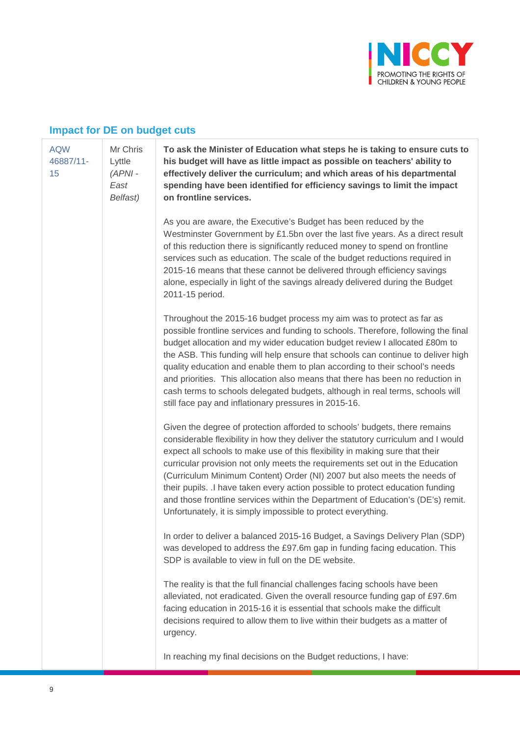## Impact for DE on budget cuts

| AQW 46887/11-15 | Mr Chris Lyttle *(APNI - East Belfast)* | **To ask the Minister of Education what steps he is taking to ensure cuts to his budget will have as little impact as possible on teachers' ability to effectively deliver the curriculum; and which areas of his departmental spending have been identified for efficiency savings to limit the impact on frontline services.**<br><br>As you are aware, the Executive's Budget has been reduced by the Westminster Government by £1.5bn over the last five years. As a direct result of this reduction there is significantly reduced money to spend on frontline services such as education. The scale of the budget reductions required in 2015-16 means that these cannot be delivered through efficiency savings alone, especially in light of the savings already delivered during the Budget 2011-15 period.<br><br>Throughout the 2015-16 budget process my aim was to protect as far as possible frontline services and funding to schools. Therefore, following the final budget allocation and my wider education budget review I allocated £80m to the ASB. This funding will help ensure that schools can continue to deliver high quality education and enable them to plan according to their school's needs and priorities. This allocation also means that there has been no reduction in cash terms to schools delegated budgets, although in real terms, schools will still face pay and inflationary pressures in 2015-16.<br><br>Given the degree of protection afforded to schools' budgets, there remains considerable flexibility in how they deliver the statutory curriculum and I would expect all schools to make use of this flexibility in making sure that their curricular provision not only meets the requirements set out in the Education (Curriculum Minimum Content) Order (NI) 2007 but also meets the needs of their pupils. .I have taken every action possible to protect education funding and those frontline services within the Department of Education's (DE's) remit. Unfortunately, it is simply impossible to protect everything.<br><br>In order to deliver a balanced 2015-16 Budget, a Savings Delivery Plan (SDP) was developed to address the £97.6m gap in funding facing education. This SDP is available to view in full on the DE website.<br><br>The reality is that the full financial challenges facing schools have been alleviated, not eradicated. Given the overall resource funding gap of £97.6m facing education in 2015-16 it is essential that schools make the difficult decisions required to allow them to live within their budgets as a matter of urgency.<br><br>In reaching my final decisions on the Budget reductions, I have: |
|---|---|---|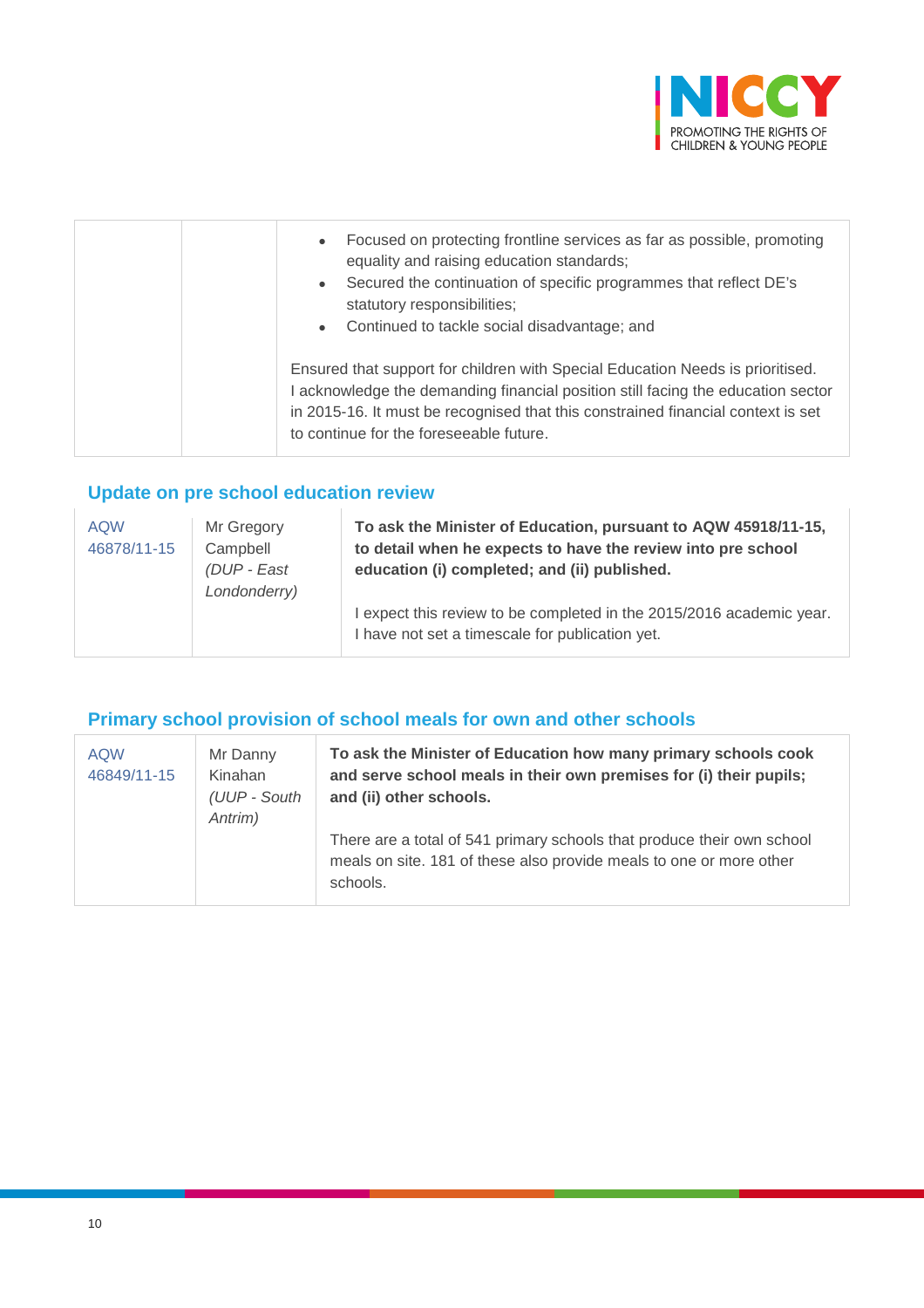| | | • Focused on protecting frontline services as far as possible, promoting equality and raising education standards;<br>• Secured the continuation of specific programmes that reflect DE's statutory responsibilities;<br>• Continued to tackle social disadvantage; and<br><br>Ensured that support for children with Special Education Needs is prioritised. I acknowledge the demanding financial position still facing the education sector in 2015-16. It must be recognised that this constrained financial context is set to continue for the foreseeable future. |
|---|---|---|

## Update on pre school education review

| AQW 46878/11-15 | Mr Gregory Campbell *(DUP - East Londonderry)* | **To ask the Minister of Education, pursuant to AQW 45918/11-15, to detail when he expects to have the review into pre school education (i) completed; and (ii) published.**<br><br>I expect this review to be completed in the 2015/2016 academic year. I have not set a timescale for publication yet. |
|---|---|---|

## Primary school provision of school meals for own and other schools

| AQW 46849/11-15 | Mr Danny Kinahan *(UUP - South Antrim)* | **To ask the Minister of Education how many primary schools cook and serve school meals in their own premises for (i) their pupils; and (ii) other schools.**<br><br>There are a total of 541 primary schools that produce their own school meals on site. 181 of these also provide meals to one or more other schools. |
|---|---|---|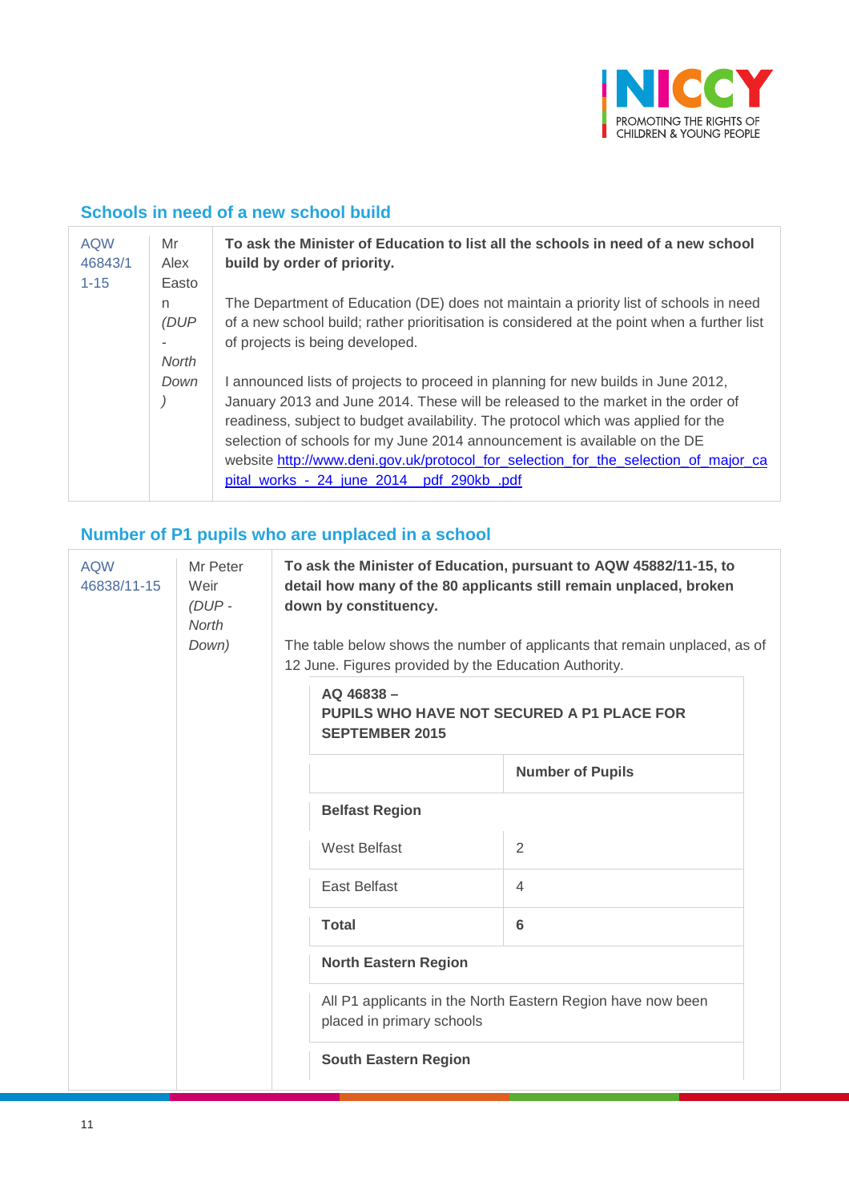## Schools in need of a new school build

| | | |
|---|---|---|
| AQW 46843/11-15 | Mr Alex Easton *(DUP - North Down)* | **To ask the Minister of Education to list all the schools in need of a new school build by order of priority.**<br><br>The Department of Education (DE) does not maintain a priority list of schools in need of a new school build; rather prioritisation is considered at the point when a further list of projects is being developed.<br><br>I announced lists of projects to proceed in planning for new builds in June 2012, January 2013 and June 2014. These will be released to the market in the order of readiness, subject to budget availability. The protocol which was applied for the selection of schools for my June 2014 announcement is available on the DE website http://www.deni.gov.uk/protocol_for_selection_for_the_selection_of_major_capital_works_-_24_june_2014__pdf_290kb_.pdf |

## Number of P1 pupils who are unplaced in a school

| | | |
|---|---|---|
| AQW 46838/11-15 | Mr Peter Weir *(DUP - North Down)* | **To ask the Minister of Education, pursuant to AQW 45882/11-15, to detail how many of the 80 applicants still remain unplaced, broken down by constituency.**<br><br>The table below shows the number of applicants that remain unplaced, as of 12 June. Figures provided by the Education Authority. |

**AQ 46838 – PUPILS WHO HAVE NOT SECURED A P1 PLACE FOR SEPTEMBER 2015**

| | **Number of Pupils** |
|---|---|
| **Belfast Region** | |
| West Belfast | 2 |
| East Belfast | 4 |
| **Total** | **6** |
| **North Eastern Region** | |
| All P1 applicants in the North Eastern Region have now been placed in primary schools | |
| **South Eastern Region** | |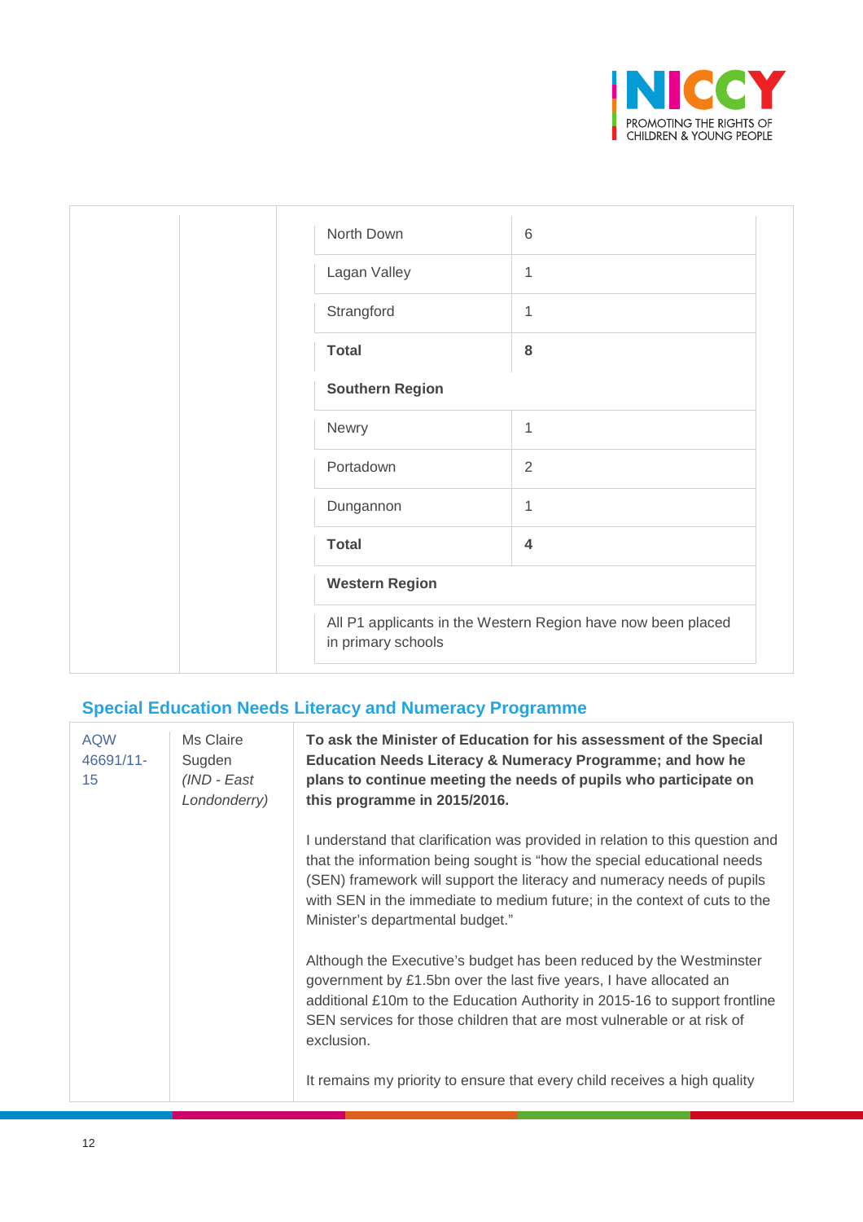| | | | |
|---|---|---|---|
| | | North Down | 6 |
| | | Lagan Valley | 1 |
| | | Strangford | 1 |
| | | **Total** | **8** |
| | | **Southern Region** | |
| | | Newry | 1 |
| | | Portadown | 2 |
| | | Dungannon | 1 |
| | | **Total** | **4** |
| | | **Western Region** | |
| | | All P1 applicants in the Western Region have now been placed in primary schools | |

## Special Education Needs Literacy and Numeracy Programme

| | | |
|---|---|---|
| AQW 46691/11-15 | Ms Claire Sugden *(IND - East Londonderry)* | **To ask the Minister of Education for his assessment of the Special Education Needs Literacy & Numeracy Programme; and how he plans to continue meeting the needs of pupils who participate on this programme in 2015/2016.**<br><br>I understand that clarification was provided in relation to this question and that the information being sought is "how the special educational needs (SEN) framework will support the literacy and numeracy needs of pupils with SEN in the immediate to medium future; in the context of cuts to the Minister's departmental budget."<br><br>Although the Executive's budget has been reduced by the Westminster government by £1.5bn over the last five years, I have allocated an additional £10m to the Education Authority in 2015-16 to support frontline SEN services for those children that are most vulnerable or at risk of exclusion.<br><br>It remains my priority to ensure that every child receives a high quality |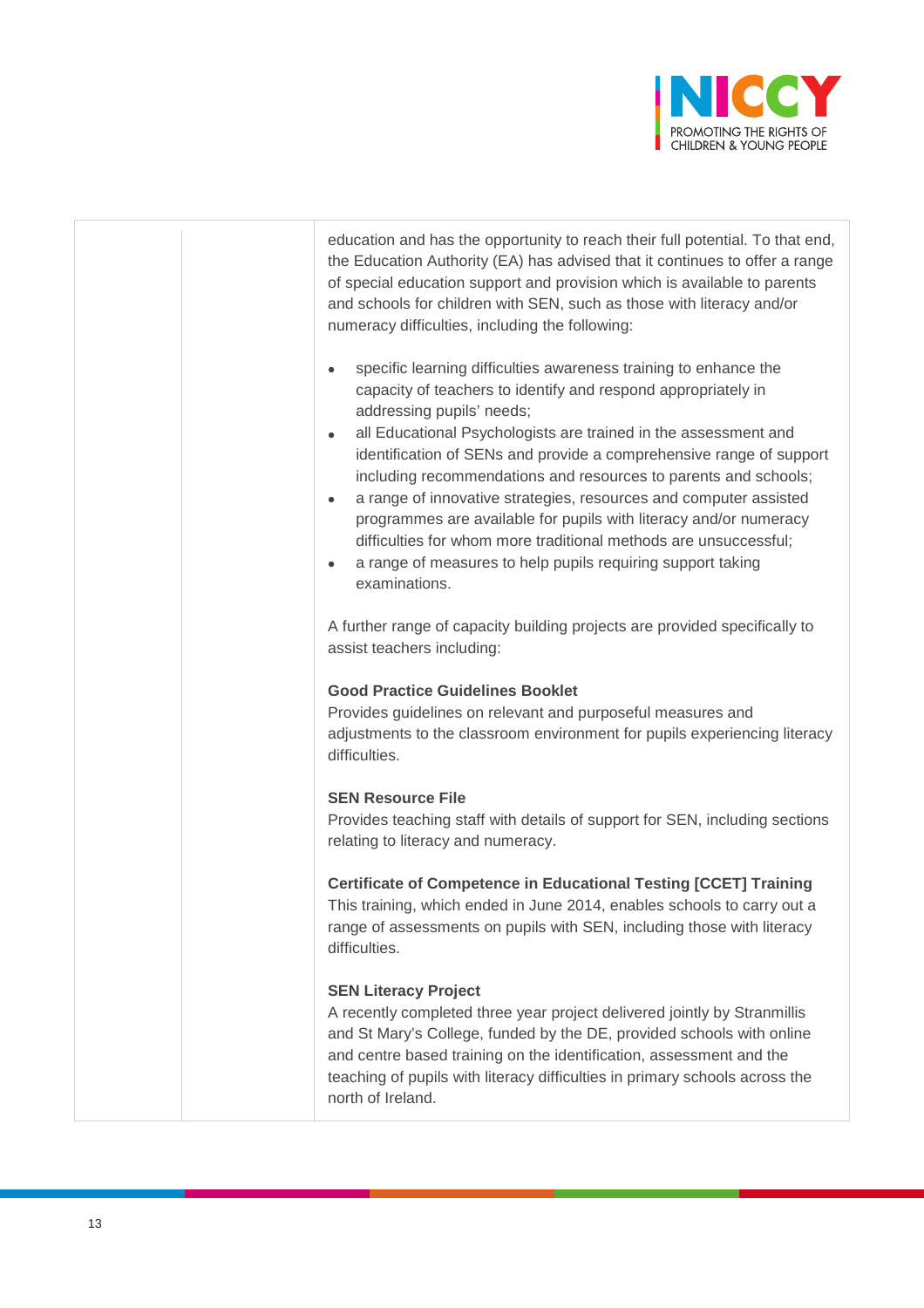| | | |
|---|---|---|
| | | education and has the opportunity to reach their full potential. To that end, the Education Authority (EA) has advised that it continues to offer a range of special education support and provision which is available to parents and schools for children with SEN, such as those with literacy and/or numeracy difficulties, including the following:<br><br>• specific learning difficulties awareness training to enhance the capacity of teachers to identify and respond appropriately in addressing pupils' needs;<br>• all Educational Psychologists are trained in the assessment and identification of SENs and provide a comprehensive range of support including recommendations and resources to parents and schools;<br>• a range of innovative strategies, resources and computer assisted programmes are available for pupils with literacy and/or numeracy difficulties for whom more traditional methods are unsuccessful;<br>• a range of measures to help pupils requiring support taking examinations.<br><br>A further range of capacity building projects are provided specifically to assist teachers including:<br><br>**Good Practice Guidelines Booklet**<br>Provides guidelines on relevant and purposeful measures and adjustments to the classroom environment for pupils experiencing literacy difficulties.<br><br>**SEN Resource File**<br>Provides teaching staff with details of support for SEN, including sections relating to literacy and numeracy.<br><br>**Certificate of Competence in Educational Testing [CCET] Training**<br>This training, which ended in June 2014, enables schools to carry out a range of assessments on pupils with SEN, including those with literacy difficulties.<br><br>**SEN Literacy Project**<br>A recently completed three year project delivered jointly by Stranmillis and St Mary's College, funded by the DE, provided schools with online and centre based training on the identification, assessment and the teaching of pupils with literacy difficulties in primary schools across the north of Ireland. |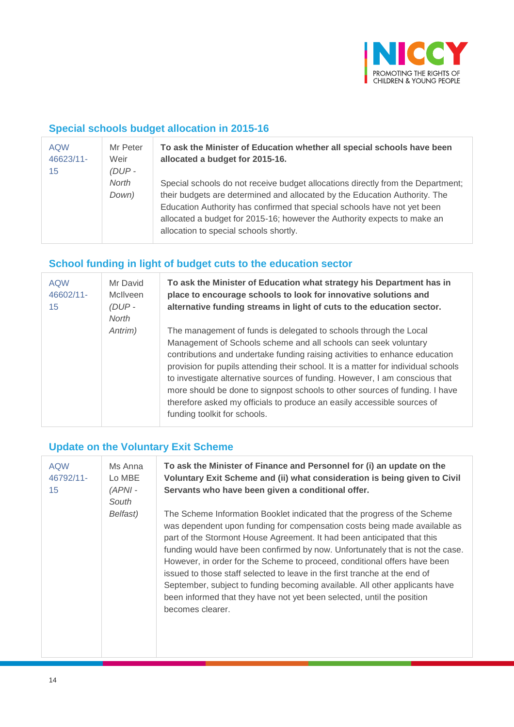## Special schools budget allocation in 2015-16

| | | |
|---|---|---|
| AQW 46623/11-15 | Mr Peter Weir *(DUP - North Down)* | **To ask the Minister of Education whether all special schools have been allocated a budget for 2015-16.**<br><br>Special schools do not receive budget allocations directly from the Department; their budgets are determined and allocated by the Education Authority. The Education Authority has confirmed that special schools have not yet been allocated a budget for 2015-16; however the Authority expects to make an allocation to special schools shortly. |

## School funding in light of budget cuts to the education sector

| | | |
|---|---|---|
| AQW 46602/11-15 | Mr David McIlveen *(DUP - North Antrim)* | **To ask the Minister of Education what strategy his Department has in place to encourage schools to look for innovative solutions and alternative funding streams in light of cuts to the education sector.**<br><br>The management of funds is delegated to schools through the Local Management of Schools scheme and all schools can seek voluntary contributions and undertake funding raising activities to enhance education provision for pupils attending their school. It is a matter for individual schools to investigate alternative sources of funding. However, I am conscious that more should be done to signpost schools to other sources of funding. I have therefore asked my officials to produce an easily accessible sources of funding toolkit for schools. |

## Update on the Voluntary Exit Scheme

| | | |
|---|---|---|
| AQW 46792/11-15 | Ms Anna Lo MBE *(APNI - South Belfast)* | **To ask the Minister of Finance and Personnel for (i) an update on the Voluntary Exit Scheme and (ii) what consideration is being given to Civil Servants who have been given a conditional offer.**<br><br>The Scheme Information Booklet indicated that the progress of the Scheme was dependent upon funding for compensation costs being made available as part of the Stormont House Agreement. It had been anticipated that this funding would have been confirmed by now. Unfortunately that is not the case. However, in order for the Scheme to proceed, conditional offers have been issued to those staff selected to leave in the first tranche at the end of September, subject to funding becoming available. All other applicants have been informed that they have not yet been selected, until the position becomes clearer. |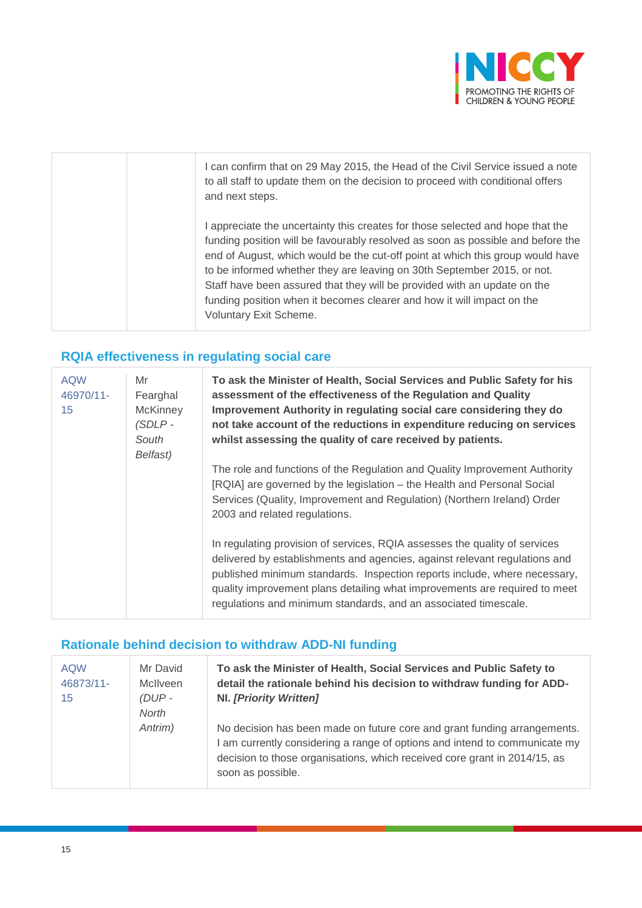| | | |
|---|---|---|
| | | I can confirm that on 29 May 2015, the Head of the Civil Service issued a note to all staff to update them on the decision to proceed with conditional offers and next steps.<br><br>I appreciate the uncertainty this creates for those selected and hope that the funding position will be favourably resolved as soon as possible and before the end of August, which would be the cut-off point at which this group would have to be informed whether they are leaving on 30th September 2015, or not. Staff have been assured that they will be provided with an update on the funding position when it becomes clearer and how it will impact on the Voluntary Exit Scheme. |

## RQIA effectiveness in regulating social care

| | | |
|---|---|---|
| AQW 46970/11-15 | Mr Fearghal McKinney *(SDLP - South Belfast)* | **To ask the Minister of Health, Social Services and Public Safety for his assessment of the effectiveness of the Regulation and Quality Improvement Authority in regulating social care considering they do not take account of the reductions in expenditure reducing on services whilst assessing the quality of care received by patients.**<br><br>The role and functions of the Regulation and Quality Improvement Authority [RQIA] are governed by the legislation – the Health and Personal Social Services (Quality, Improvement and Regulation) (Northern Ireland) Order 2003 and related regulations.<br><br>In regulating provision of services, RQIA assesses the quality of services delivered by establishments and agencies, against relevant regulations and published minimum standards. Inspection reports include, where necessary, quality improvement plans detailing what improvements are required to meet regulations and minimum standards, and an associated timescale. |

## Rationale behind decision to withdraw ADD-NI funding

| | | |
|---|---|---|
| AQW 46873/11-15 | Mr David McIlveen *(DUP - North Antrim)* | **To ask the Minister of Health, Social Services and Public Safety to detail the rationale behind his decision to withdraw funding for ADD-NI. *[Priority Written]***<br><br>No decision has been made on future core and grant funding arrangements. I am currently considering a range of options and intend to communicate my decision to those organisations, which received core grant in 2014/15, as soon as possible. |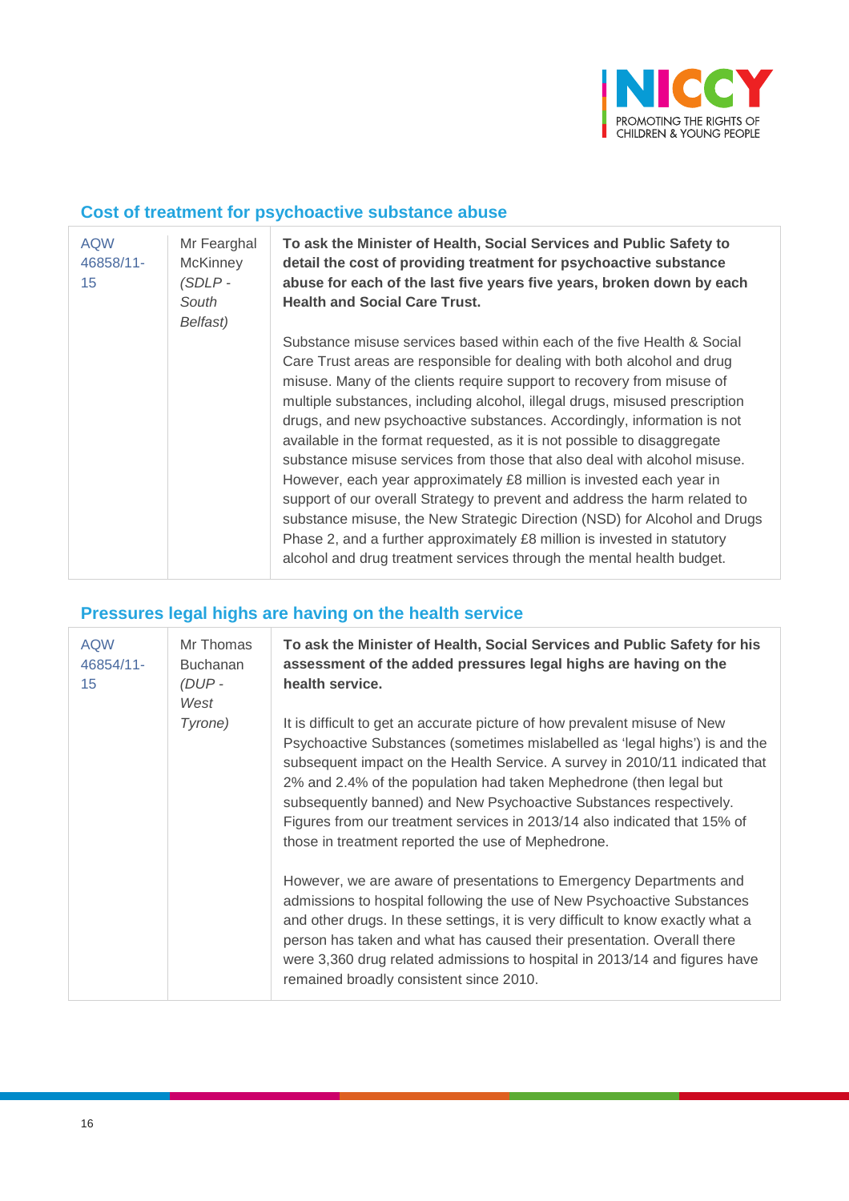### Cost of treatment for psychoactive substance abuse

| | | |
|---|---|---|
| AQW 46858/11-15 | Mr Fearghal McKinney *(SDLP - South Belfast)* | **To ask the Minister of Health, Social Services and Public Safety to detail the cost of providing treatment for psychoactive substance abuse for each of the last five years five years, broken down by each Health and Social Care Trust.**<br><br>Substance misuse services based within each of the five Health & Social Care Trust areas are responsible for dealing with both alcohol and drug misuse. Many of the clients require support to recovery from misuse of multiple substances, including alcohol, illegal drugs, misused prescription drugs, and new psychoactive substances. Accordingly, information is not available in the format requested, as it is not possible to disaggregate substance misuse services from those that also deal with alcohol misuse. However, each year approximately £8 million is invested each year in support of our overall Strategy to prevent and address the harm related to substance misuse, the New Strategic Direction (NSD) for Alcohol and Drugs Phase 2, and a further approximately £8 million is invested in statutory alcohol and drug treatment services through the mental health budget. |

### Pressures legal highs are having on the health service

| | | |
|---|---|---|
| AQW 46854/11-15 | Mr Thomas Buchanan *(DUP - West Tyrone)* | **To ask the Minister of Health, Social Services and Public Safety for his assessment of the added pressures legal highs are having on the health service.**<br><br>It is difficult to get an accurate picture of how prevalent misuse of New Psychoactive Substances (sometimes mislabelled as 'legal highs') is and the subsequent impact on the Health Service. A survey in 2010/11 indicated that 2% and 2.4% of the population had taken Mephedrone (then legal but subsequently banned) and New Psychoactive Substances respectively. Figures from our treatment services in 2013/14 also indicated that 15% of those in treatment reported the use of Mephedrone.<br><br>However, we are aware of presentations to Emergency Departments and admissions to hospital following the use of New Psychoactive Substances and other drugs. In these settings, it is very difficult to know exactly what a person has taken and what has caused their presentation. Overall there were 3,360 drug related admissions to hospital in 2013/14 and figures have remained broadly consistent since 2010. |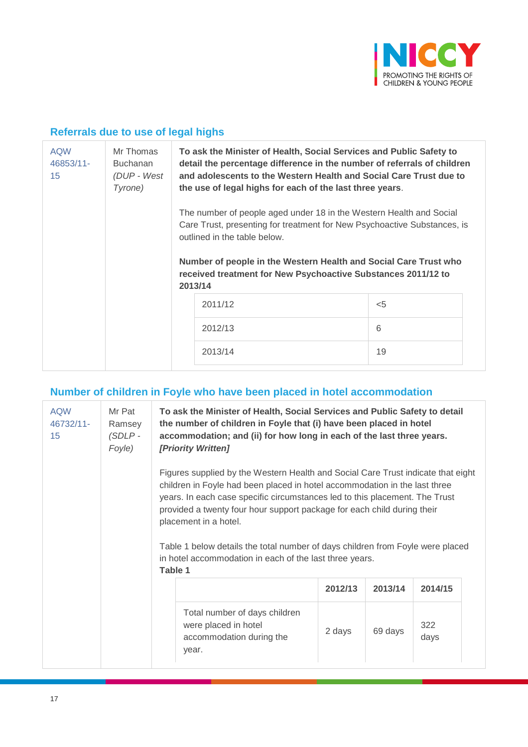## Referrals due to use of legal highs

| AQW 46853/11-15 | Mr Thomas Buchanan *(DUP - West Tyrone)* | **To ask the Minister of Health, Social Services and Public Safety to detail the percentage difference in the number of referrals of children and adolescents to the Western Health and Social Care Trust due to the use of legal highs for each of the last three years**. |
|---|---|---|

The number of people aged under 18 in the Western Health and Social Care Trust, presenting for treatment for New Psychoactive Substances, is outlined in the table below.

**Number of people in the Western Health and Social Care Trust who received treatment for New Psychoactive Substances 2011/12 to 2013/14**

| Year | Number |
|---|---|
| 2011/12 | <5 |
| 2012/13 | 6 |
| 2013/14 | 19 |

## Number of children in Foyle who have been placed in hotel accommodation

| AQW 46732/11-15 | Mr Pat Ramsey *(SDLP - Foyle)* | **To ask the Minister of Health, Social Services and Public Safety to detail the number of children in Foyle that (i) have been placed in hotel accommodation; and (ii) for how long in each of the last three years. *[Priority Written]*** |
|---|---|---|

Figures supplied by the Western Health and Social Care Trust indicate that eight children in Foyle had been placed in hotel accommodation in the last three years. In each case specific circumstances led to this placement. The Trust provided a twenty four hour support package for each child during their placement in a hotel.

Table 1 below details the total number of days children from Foyle were placed in hotel accommodation in each of the last three years.

**Table 1**

| | **2012/13** | **2013/14** | **2014/15** |
|---|---|---|---|
| Total number of days children were placed in hotel accommodation during the year. | 2 days | 69 days | 322 days |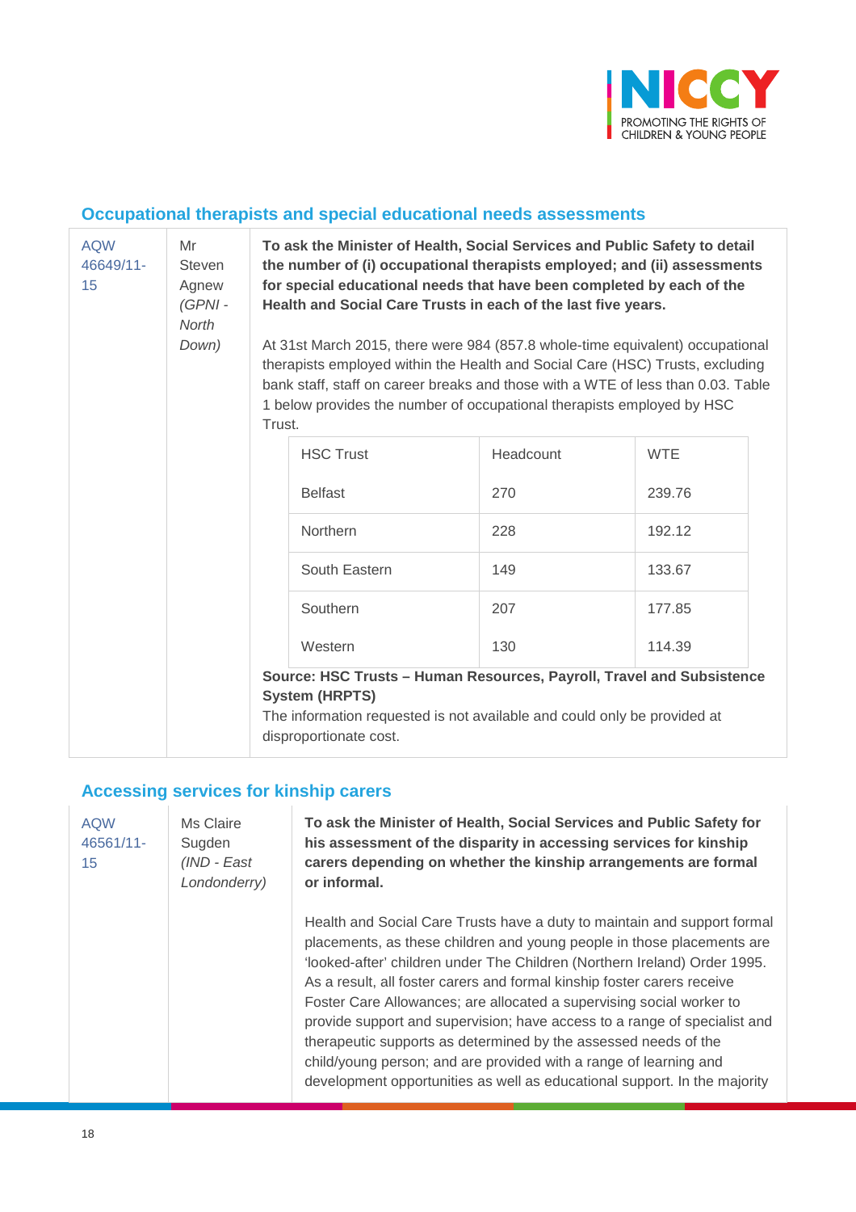## Occupational therapists and special educational needs assessments

AQW 46649/11-15

Mr Steven Agnew *(GPNI - North Down)*

**To ask the Minister of Health, Social Services and Public Safety to detail the number of (i) occupational therapists employed; and (ii) assessments for special educational needs that have been completed by each of the Health and Social Care Trusts in each of the last five years.**

At 31st March 2015, there were 984 (857.8 whole-time equivalent) occupational therapists employed within the Health and Social Care (HSC) Trusts, excluding bank staff, staff on career breaks and those with a WTE of less than 0.03. Table 1 below provides the number of occupational therapists employed by HSC Trust.

| HSC Trust | Headcount | WTE |
|---|---|---|
| Belfast | 270 | 239.76 |
| Northern | 228 | 192.12 |
| South Eastern | 149 | 133.67 |
| Southern | 207 | 177.85 |
| Western | 130 | 114.39 |

**Source: HSC Trusts – Human Resources, Payroll, Travel and Subsistence System (HRPTS)**

The information requested is not available and could only be provided at disproportionate cost.

## Accessing services for kinship carers

AQW 46561/11-15

Ms Claire Sugden *(IND - East Londonderry)*

**To ask the Minister of Health, Social Services and Public Safety for his assessment of the disparity in accessing services for kinship carers depending on whether the kinship arrangements are formal or informal.**

Health and Social Care Trusts have a duty to maintain and support formal placements, as these children and young people in those placements are 'looked-after' children under The Children (Northern Ireland) Order 1995. As a result, all foster carers and formal kinship foster carers receive Foster Care Allowances; are allocated a supervising social worker to provide support and supervision; have access to a range of specialist and therapeutic supports as determined by the assessed needs of the child/young person; and are provided with a range of learning and development opportunities as well as educational support. In the majority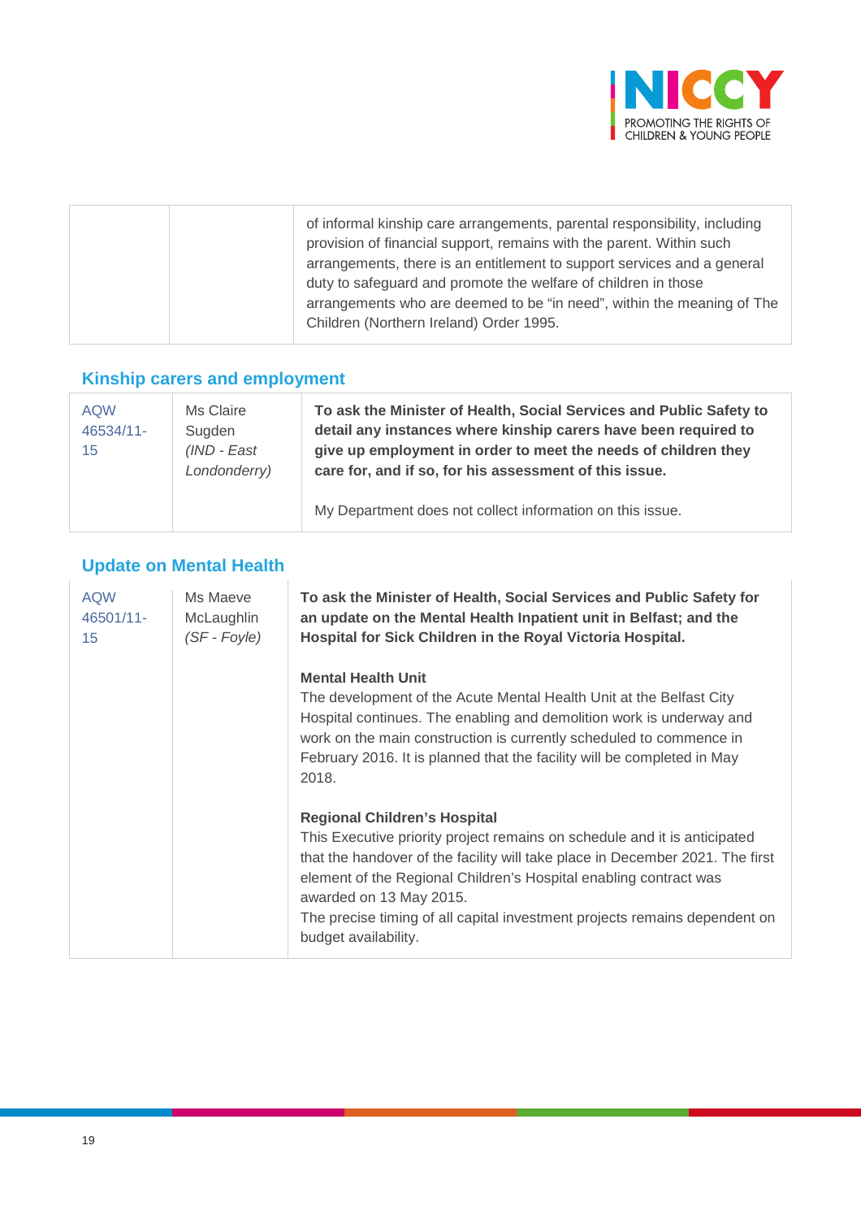| | | of informal kinship care arrangements, parental responsibility, including provision of financial support, remains with the parent. Within such arrangements, there is an entitlement to support services and a general duty to safeguard and promote the welfare of children in those arrangements who are deemed to be "in need", within the meaning of The Children (Northern Ireland) Order 1995. |
|---|---|---|

## Kinship carers and employment

| | | |
|---|---|---|
| AQW 46534/11-15 | Ms Claire Sugden *(IND - East Londonderry)* | **To ask the Minister of Health, Social Services and Public Safety to detail any instances where kinship carers have been required to give up employment in order to meet the needs of children they care for, and if so, for his assessment of this issue.**<br><br>My Department does not collect information on this issue. |

## Update on Mental Health

| | | |
|---|---|---|
| AQW 46501/11-15 | Ms Maeve McLaughlin *(SF - Foyle)* | **To ask the Minister of Health, Social Services and Public Safety for an update on the Mental Health Inpatient unit in Belfast; and the Hospital for Sick Children in the Royal Victoria Hospital.**<br><br>**Mental Health Unit**<br>The development of the Acute Mental Health Unit at the Belfast City Hospital continues. The enabling and demolition work is underway and work on the main construction is currently scheduled to commence in February 2016. It is planned that the facility will be completed in May 2018.<br><br>**Regional Children's Hospital**<br>This Executive priority project remains on schedule and it is anticipated that the handover of the facility will take place in December 2021. The first element of the Regional Children's Hospital enabling contract was awarded on 13 May 2015.<br>The precise timing of all capital investment projects remains dependent on budget availability. |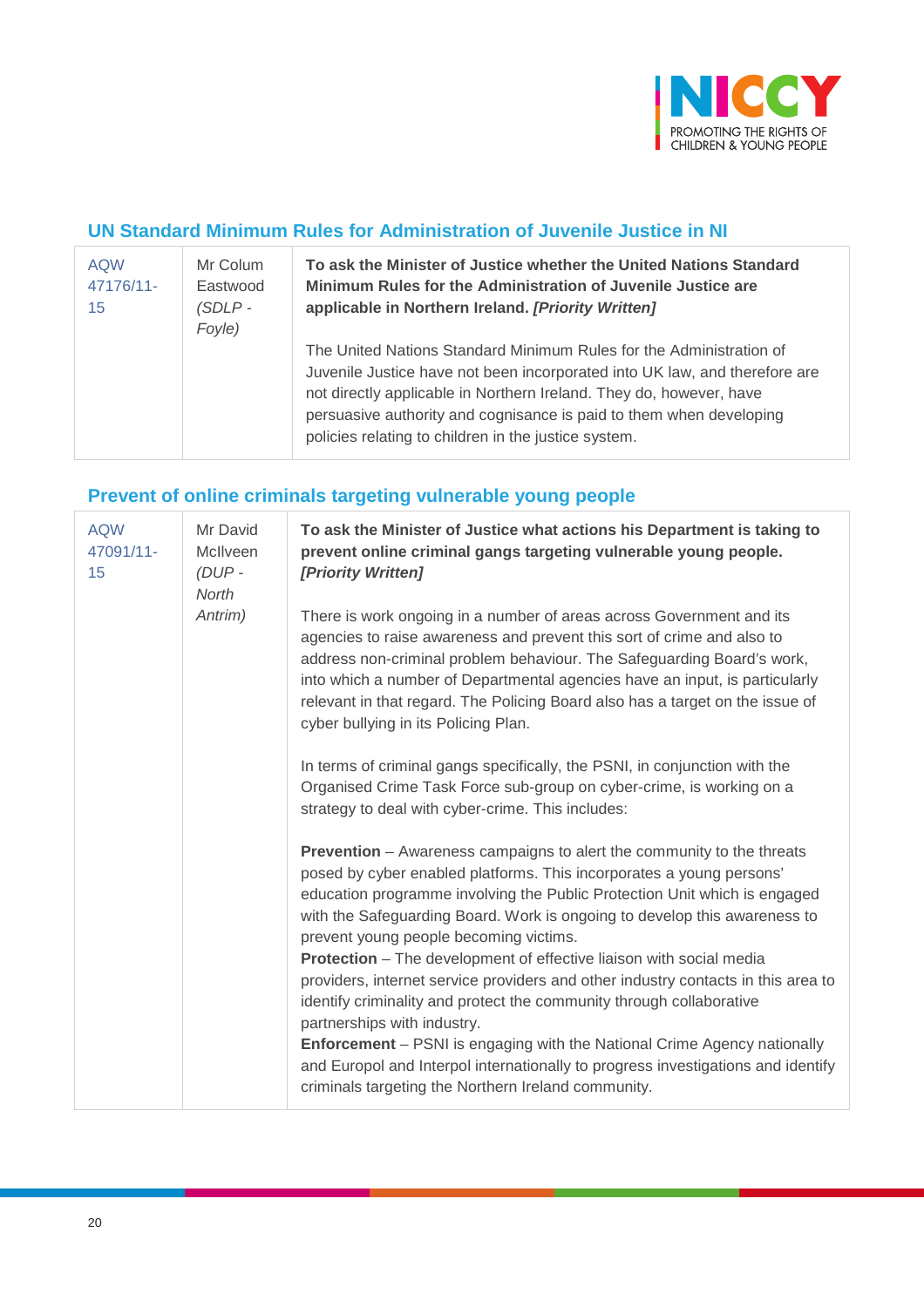## UN Standard Minimum Rules for Administration of Juvenile Justice in NI

| | | |
|---|---|---|
| AQW 47176/11-15 | Mr Colum Eastwood *(SDLP - Foyle)* | **To ask the Minister of Justice whether the United Nations Standard Minimum Rules for the Administration of Juvenile Justice are applicable in Northern Ireland. *[Priority Written]***<br><br>The United Nations Standard Minimum Rules for the Administration of Juvenile Justice have not been incorporated into UK law, and therefore are not directly applicable in Northern Ireland. They do, however, have persuasive authority and cognisance is paid to them when developing policies relating to children in the justice system. |

## Prevent of online criminals targeting vulnerable young people

| | | |
|---|---|---|
| AQW 47091/11-15 | Mr David McIlveen *(DUP - North Antrim)* | **To ask the Minister of Justice what actions his Department is taking to prevent online criminal gangs targeting vulnerable young people. *[Priority Written]***<br><br>There is work ongoing in a number of areas across Government and its agencies to raise awareness and prevent this sort of crime and also to address non-criminal problem behaviour. The Safeguarding Board's work, into which a number of Departmental agencies have an input, is particularly relevant in that regard. The Policing Board also has a target on the issue of cyber bullying in its Policing Plan.<br><br>In terms of criminal gangs specifically, the PSNI, in conjunction with the Organised Crime Task Force sub-group on cyber-crime, is working on a strategy to deal with cyber-crime. This includes:<br><br>**Prevention** – Awareness campaigns to alert the community to the threats posed by cyber enabled platforms. This incorporates a young persons' education programme involving the Public Protection Unit which is engaged with the Safeguarding Board. Work is ongoing to develop this awareness to prevent young people becoming victims.<br>**Protection** – The development of effective liaison with social media providers, internet service providers and other industry contacts in this area to identify criminality and protect the community through collaborative partnerships with industry.<br>**Enforcement** – PSNI is engaging with the National Crime Agency nationally and Europol and Interpol internationally to progress investigations and identify criminals targeting the Northern Ireland community. |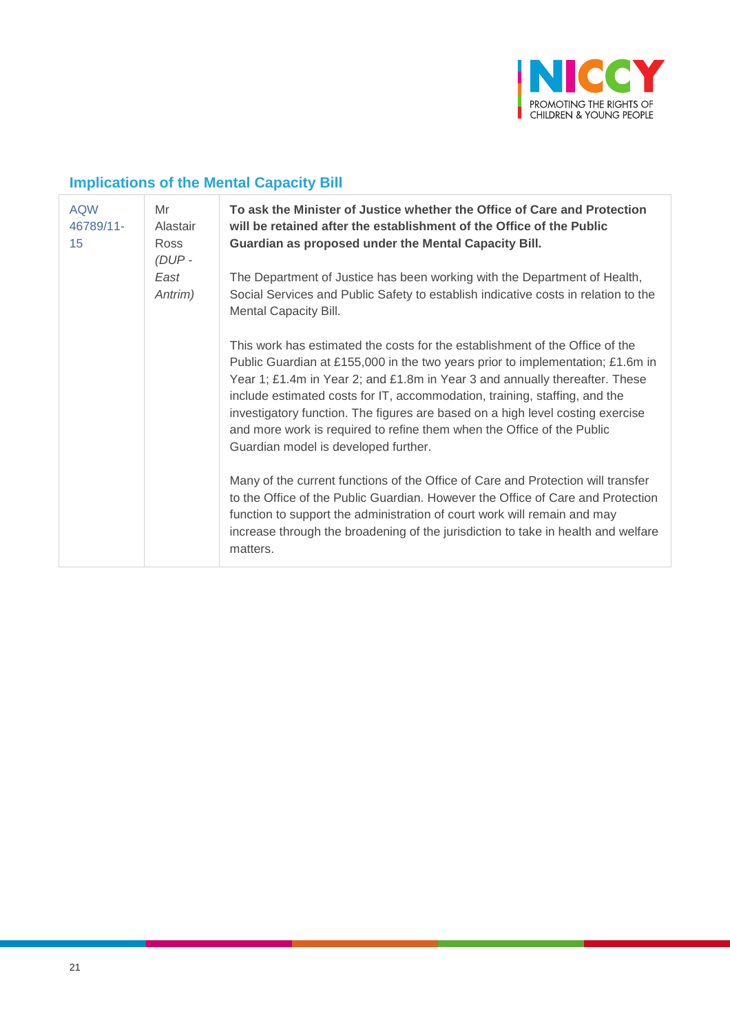## Implications of the Mental Capacity Bill

| | | |
|---|---|---|
| AQW 46789/11-15 | Mr Alastair Ross *(DUP - East Antrim)* | **To ask the Minister of Justice whether the Office of Care and Protection will be retained after the establishment of the Office of the Public Guardian as proposed under the Mental Capacity Bill.**<br><br>The Department of Justice has been working with the Department of Health, Social Services and Public Safety to establish indicative costs in relation to the Mental Capacity Bill.<br><br>This work has estimated the costs for the establishment of the Office of the Public Guardian at £155,000 in the two years prior to implementation; £1.6m in Year 1; £1.4m in Year 2; and £1.8m in Year 3 and annually thereafter. These include estimated costs for IT, accommodation, training, staffing, and the investigatory function. The figures are based on a high level costing exercise and more work is required to refine them when the Office of the Public Guardian model is developed further.<br><br>Many of the current functions of the Office of Care and Protection will transfer to the Office of the Public Guardian. However the Office of Care and Protection function to support the administration of court work will remain and may increase through the broadening of the jurisdiction to take in health and welfare matters. |